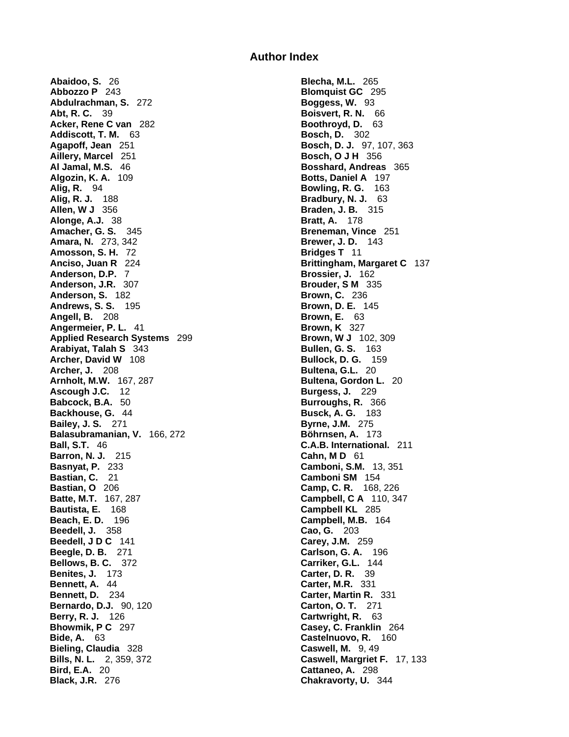# Author Index

**Abaidoo, S.** 26
**Abbozzo P** 243
**Abdulrachman, S.** 272
**Abt, R. C.** 39
**Acker, Rene C van** 282
**Addiscott, T. M.** 63
**Agapoff, Jean** 251
**Aillery, Marcel** 251
**Al Jamal, M.S.** 46
**Algozin, K. A.** 109
**Alig, R.** 94
**Alig, R. J.** 188
**Allen, W J** 356
**Alonge, A.J.** 38
**Amacher, G. S.** 345
**Amara, N.** 273, 342
**Amosson, S. H.** 72
**Anciso, Juan R** 224
**Anderson, D.P.** 7
**Anderson, J.R.** 307
**Anderson, S.** 182
**Andrews, S. S.** 195
**Angell, B.** 208
**Angermeier, P. L.** 41
**Applied Research Systems** 299
**Arabiyat, Talah S** 343
**Archer, David W** 108
**Archer, J.** 208
**Arnholt, M.W.** 167, 287
**Ascough J.C.** 12
**Babcock, B.A.** 50
**Backhouse, G.** 44
**Bailey, J. S.** 271
**Balasubramanian, V.** 166, 272
**Ball, S.T.** 46
**Barron, N. J.** 215
**Basnyat, P.** 233
**Bastian, C.** 21
**Bastian, O** 206
**Batte, M.T.** 167, 287
**Bautista, E.** 168
**Beach, E. D.** 196
**Beedell, J.** 358
**Beedell, J D C** 141
**Beegle, D. B.** 271
**Bellows, B. C.** 372
**Benites, J.** 173
**Bennett, A.** 44
**Bennett, D.** 234
**Bernardo, D.J.** 90, 120
**Berry, R. J.** 126
**Bhowmik, P C** 297
**Bide, A.** 63
**Bieling, Claudia** 328
**Bills, N. L.** 2, 359, 372
**Bird, E.A.** 20
**Black, J.R.** 276
**Blecha, M.L.** 265
**Blomquist GC** 295
**Boggess, W.** 93
**Boisvert, R. N.** 66
**Boothroyd, D.** 63
**Bosch, D.** 302
**Bosch, D. J.** 97, 107, 363
**Bosch, O J H** 356
**Bosshard, Andreas** 365
**Botts, Daniel A** 197
**Bowling, R. G.** 163
**Bradbury, N. J.** 63
**Braden, J. B.** 315
**Bratt, A.** 178
**Breneman, Vince** 251
**Brewer, J. D.** 143
**Bridges T** 11
**Brittingham, Margaret C** 137
**Brossier, J.** 162
**Brouder, S M** 335
**Brown, C.** 236
**Brown, D. E.** 145
**Brown, E.** 63
**Brown, K** 327
**Brown, W J** 102, 309
**Bullen, G. S.** 163
**Bullock, D. G.** 159
**Bultena, G.L.** 20
**Bultena, Gordon L.** 20
**Burgess, J.** 229
**Burroughs, R.** 366
**Busck, A. G.** 183
**Byrne, J.M.** 275
**Böhrnsen, A.** 173
**C.A.B. International.** 211
**Cahn, M D** 61
**Camboni, S.M.** 13, 351
**Camboni SM** 154
**Camp, C. R.** 168, 226
**Campbell, C A** 110, 347
**Campbell KL** 285
**Campbell, M.B.** 164
**Cao, G.** 203
**Carey, J.M.** 259
**Carlson, G. A.** 196
**Carriker, G.L.** 144
**Carter, D. R.** 39
**Carter, M.R.** 331
**Carter, Martin R.** 331
**Carton, O. T.** 271
**Cartwright, R.** 63
**Casey, C. Franklin** 264
**Castelnuovo, R.** 160
**Caswell, M.** 9, 49
**Caswell, Margriet F.** 17, 133
**Cattaneo, A.** 298
**Chakravorty, U.** 344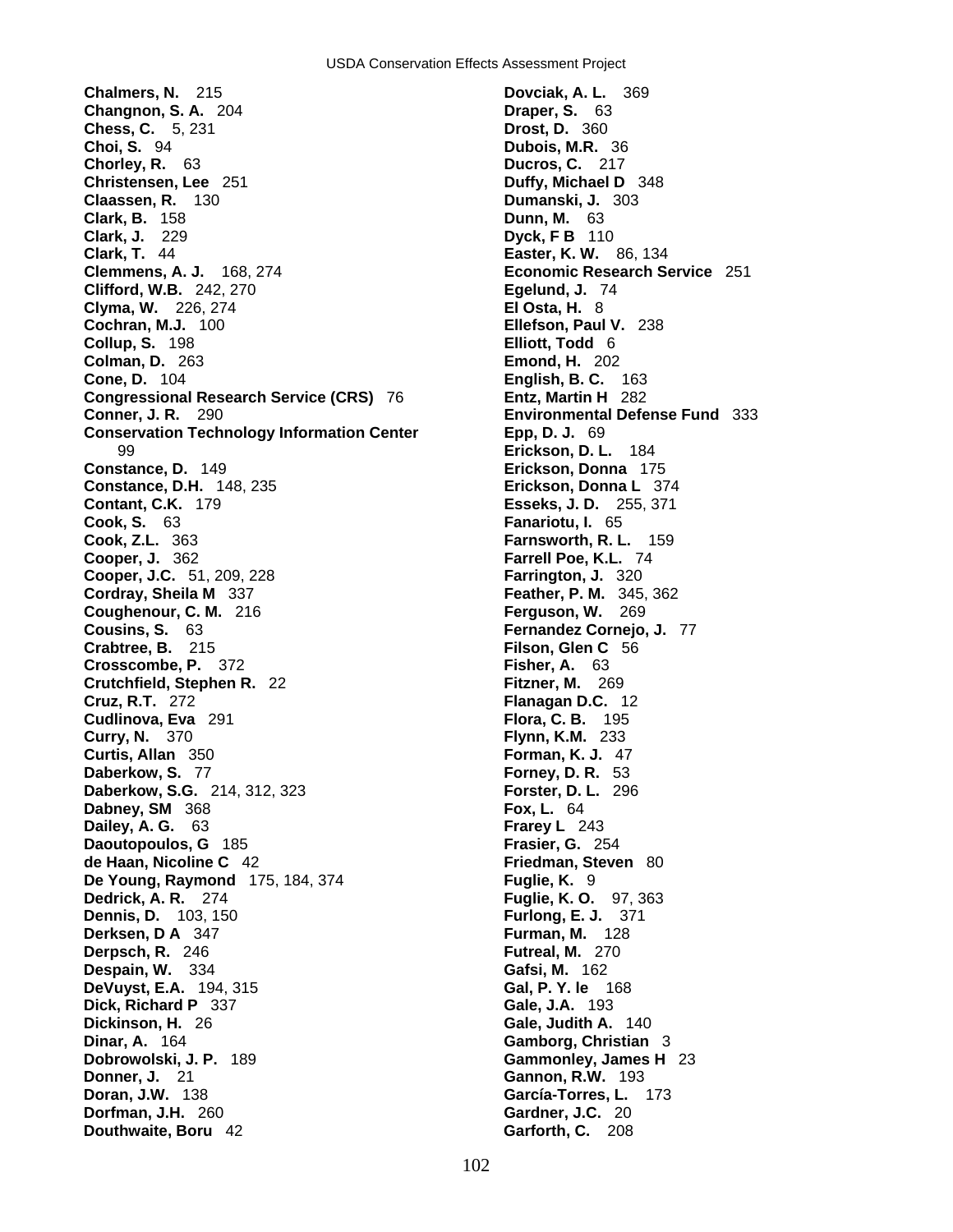**Chalmers, N.** 215
**Changnon, S. A.** 204
**Chess, C.** 5, 231
**Choi, S.** 94
**Chorley, R.** 63
**Christensen, Lee** 251
**Claassen, R.** 130
**Clark, B.** 158
**Clark, J.** 229
**Clark, T.** 44
**Clemmens, A. J.** 168, 274
**Clifford, W.B.** 242, 270
**Clyma, W.** 226, 274
**Cochran, M.J.** 100
**Collup, S.** 198
**Colman, D.** 263
**Cone, D.** 104
**Congressional Research Service (CRS)** 76
**Conner, J. R.** 290
**Conservation Technology Information Center** 99
**Constance, D.** 149
**Constance, D.H.** 148, 235
**Contant, C.K.** 179
**Cook, S.** 63
**Cook, Z.L.** 363
**Cooper, J.** 362
**Cooper, J.C.** 51, 209, 228
**Cordray, Sheila M** 337
**Coughenour, C. M.** 216
**Cousins, S.** 63
**Crabtree, B.** 215
**Crosscombe, P.** 372
**Crutchfield, Stephen R.** 22
**Cruz, R.T.** 272
**Cudlinova, Eva** 291
**Curry, N.** 370
**Curtis, Allan** 350
**Daberkow, S.** 77
**Daberkow, S.G.** 214, 312, 323
**Dabney, SM** 368
**Dailey, A. G.** 63
**Daoutopoulos, G** 185
**de Haan, Nicoline C** 42
**De Young, Raymond** 175, 184, 374
**Dedrick, A. R.** 274
**Dennis, D.** 103, 150
**Derksen, D A** 347
**Derpsch, R.** 246
**Despain, W.** 334
**DeVuyst, E.A.** 194, 315
**Dick, Richard P** 337
**Dickinson, H.** 26
**Dinar, A.** 164
**Dobrowolski, J. P.** 189
**Donner, J.** 21
**Doran, J.W.** 138
**Dorfman, J.H.** 260
**Douthwaite, Boru** 42
**Dovciak, A. L.** 369
**Draper, S.** 63
**Drost, D.** 360
**Dubois, M.R.** 36
**Ducros, C.** 217
**Duffy, Michael D** 348
**Dumanski, J.** 303
**Dunn, M.** 63
**Dyck, F B** 110
**Easter, K. W.** 86, 134
**Economic Research Service** 251
**Egelund, J.** 74
**El Osta, H.** 8
**Ellefson, Paul V.** 238
**Elliott, Todd** 6
**Emond, H.** 202
**English, B. C.** 163
**Entz, Martin H** 282
**Environmental Defense Fund** 333
**Epp, D. J.** 69
**Erickson, D. L.** 184
**Erickson, Donna** 175
**Erickson, Donna L** 374
**Esseks, J. D.** 255, 371
**Fanariotu, I.** 65
**Farnsworth, R. L.** 159
**Farrell Poe, K.L.** 74
**Farrington, J.** 320
**Feather, P. M.** 345, 362
**Ferguson, W.** 269
**Fernandez Cornejo, J.** 77
**Filson, Glen C** 56
**Fisher, A.** 63
**Fitzner, M.** 269
**Flanagan D.C.** 12
**Flora, C. B.** 195
**Flynn, K.M.** 233
**Forman, K. J.** 47
**Forney, D. R.** 53
**Forster, D. L.** 296
**Fox, L.** 64
**Frarey L** 243
**Frasier, G.** 254
**Friedman, Steven** 80
**Fuglie, K.** 9
**Fuglie, K. O.** 97, 363
**Furlong, E. J.** 371
**Furman, M.** 128
**Futreal, M.** 270
**Gafsi, M.** 162
**Gal, P. Y. le** 168
**Gale, J.A.** 193
**Gale, Judith A.** 140
**Gamborg, Christian** 3
**Gammonley, James H** 23
**Gannon, R.W.** 193
**García-Torres, L.** 173
**Gardner, J.C.** 20
**Garforth, C.** 208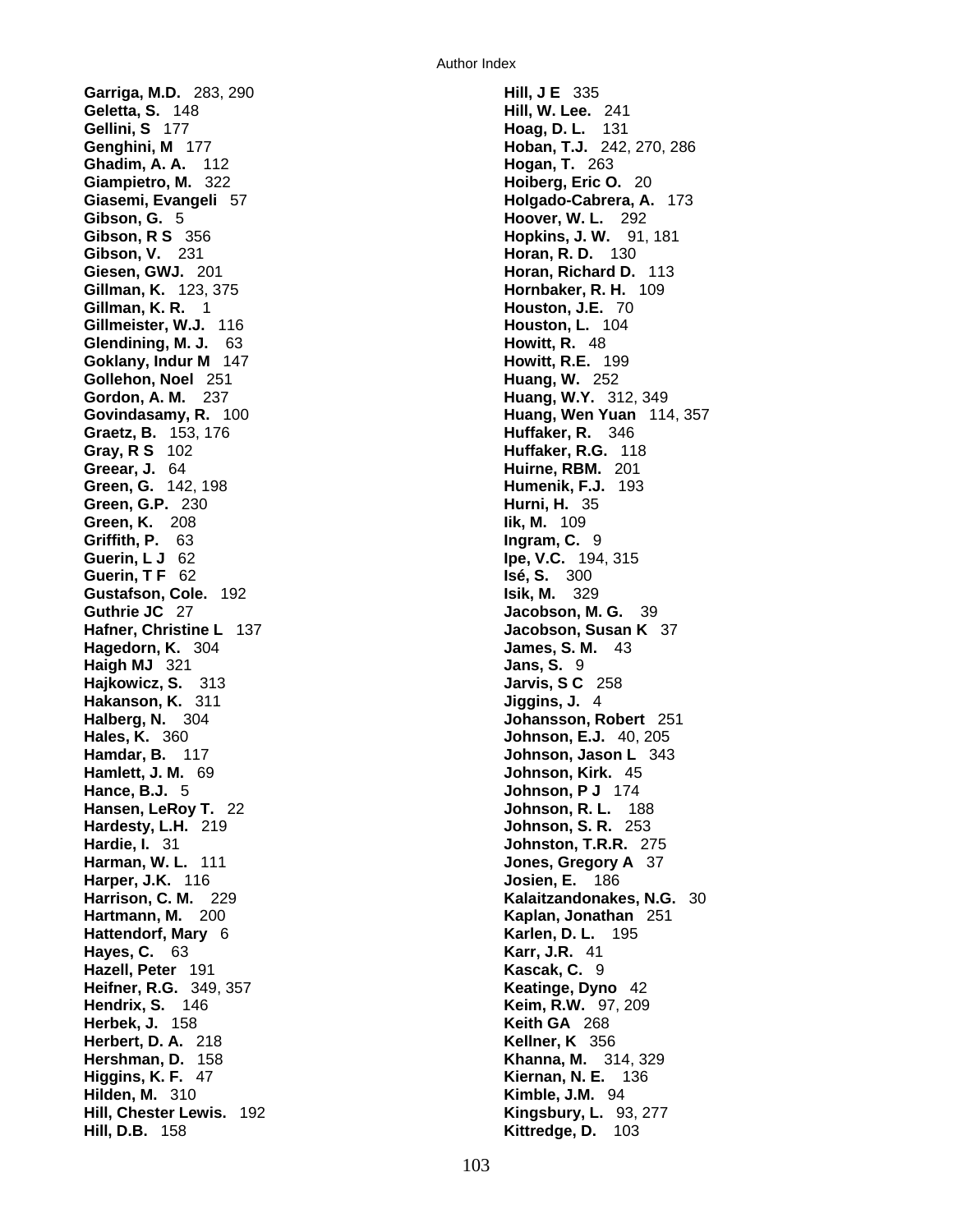**Garriga, M.D.** 283, 290
**Geletta, S.** 148
**Gellini, S** 177
**Genghini, M** 177
**Ghadim, A. A.** 112
**Giampietro, M.** 322
**Giasemi, Evangeli** 57
**Gibson, G.** 5
**Gibson, R S** 356
**Gibson, V.** 231
**Giesen, GWJ.** 201
**Gillman, K.** 123, 375
**Gillman, K. R.** 1
**Gillmeister, W.J.** 116
**Glendining, M. J.** 63
**Goklany, Indur M** 147
**Gollehon, Noel** 251
**Gordon, A. M.** 237
**Govindasamy, R.** 100
**Graetz, B.** 153, 176
**Gray, R S** 102
**Greear, J.** 64
**Green, G.** 142, 198
**Green, G.P.** 230
**Green, K.** 208
**Griffith, P.** 63
**Guerin, L J** 62
**Guerin, T F** 62
**Gustafson, Cole.** 192
**Guthrie JC** 27
**Hafner, Christine L** 137
**Hagedorn, K.** 304
**Haigh MJ** 321
**Hajkowicz, S.** 313
**Hakanson, K.** 311
**Halberg, N.** 304
**Hales, K.** 360
**Hamdar, B.** 117
**Hamlett, J. M.** 69
**Hance, B.J.** 5
**Hansen, LeRoy T.** 22
**Hardesty, L.H.** 219
**Hardie, I.** 31
**Harman, W. L.** 111
**Harper, J.K.** 116
**Harrison, C. M.** 229
**Hartmann, M.** 200
**Hattendorf, Mary** 6
**Hayes, C.** 63
**Hazell, Peter** 191
**Heifner, R.G.** 349, 357
**Hendrix, S.** 146
**Herbek, J.** 158
**Herbert, D. A.** 218
**Hershman, D.** 158
**Higgins, K. F.** 47
**Hilden, M.** 310
**Hill, Chester Lewis.** 192
**Hill, D.B.** 158
**Hill, J E** 335
**Hill, W. Lee.** 241
**Hoag, D. L.** 131
**Hoban, T.J.** 242, 270, 286
**Hogan, T.** 263
**Hoiberg, Eric O.** 20
**Holgado-Cabrera, A.** 173
**Hoover, W. L.** 292
**Hopkins, J. W.** 91, 181
**Horan, R. D.** 130
**Horan, Richard D.** 113
**Hornbaker, R. H.** 109
**Houston, J.E.** 70
**Houston, L.** 104
**Howitt, R.** 48
**Howitt, R.E.** 199
**Huang, W.** 252
**Huang, W.Y.** 312, 349
**Huang, Wen Yuan** 114, 357
**Huffaker, R.** 346
**Huffaker, R.G.** 118
**Huirne, RBM.** 201
**Humenik, F.J.** 193
**Hurni, H.** 35
**Iik, M.** 109
**Ingram, C.** 9
**Ipe, V.C.** 194, 315
**Isé, S.** 300
**Isik, M.** 329
**Jacobson, M. G.** 39
**Jacobson, Susan K** 37
**James, S. M.** 43
**Jans, S.** 9
**Jarvis, S C** 258
**Jiggins, J.** 4
**Johansson, Robert** 251
**Johnson, E.J.** 40, 205
**Johnson, Jason L** 343
**Johnson, Kirk.** 45
**Johnson, P J** 174
**Johnson, R. L.** 188
**Johnson, S. R.** 253
**Johnston, T.R.R.** 275
**Jones, Gregory A** 37
**Josien, E.** 186
**Kalaitzandonakes, N.G.** 30
**Kaplan, Jonathan** 251
**Karlen, D. L.** 195
**Karr, J.R.** 41
**Kascak, C.** 9
**Keatinge, Dyno** 42
**Keim, R.W.** 97, 209
**Keith GA** 268
**Kellner, K** 356
**Khanna, M.** 314, 329
**Kiernan, N. E.** 136
**Kimble, J.M.** 94
**Kingsbury, L.** 93, 277
**Kittredge, D.** 103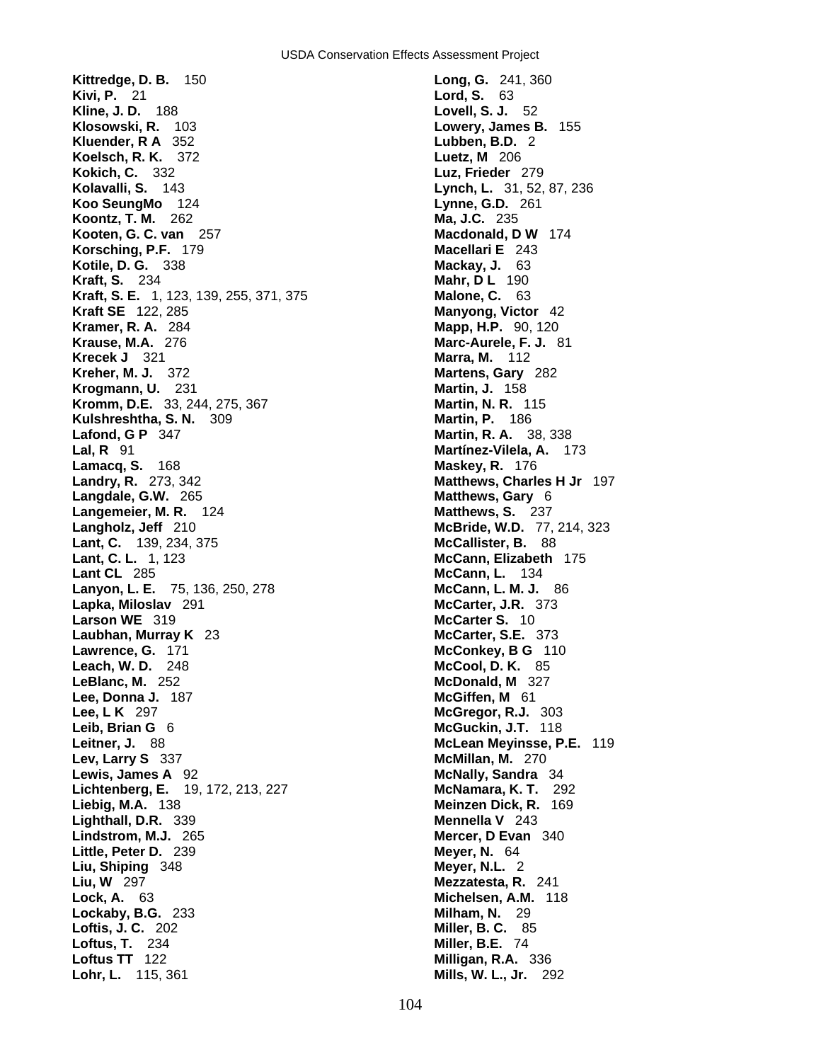**Kittredge, D. B.** 150
**Kivi, P.** 21
**Kline, J. D.** 188
**Klosowski, R.** 103
**Kluender, R A** 352
**Koelsch, R. K.** 372
**Kokich, C.** 332
**Kolavalli, S.** 143
**Koo SeungMo** 124
**Koontz, T. M.** 262
**Kooten, G. C. van** 257
**Korsching, P.F.** 179
**Kotile, D. G.** 338
**Kraft, S.** 234
**Kraft, S. E.** 1, 123, 139, 255, 371, 375
**Kraft SE** 122, 285
**Kramer, R. A.** 284
**Krause, M.A.** 276
**Krecek J** 321
**Kreher, M. J.** 372
**Krogmann, U.** 231
**Kromm, D.E.** 33, 244, 275, 367
**Kulshreshtha, S. N.** 309
**Lafond, G P** 347
**Lal, R** 91
**Lamacq, S.** 168
**Landry, R.** 273, 342
**Langdale, G.W.** 265
**Langemeier, M. R.** 124
**Langholz, Jeff** 210
**Lant, C.** 139, 234, 375
**Lant, C. L.** 1, 123
**Lant CL** 285
**Lanyon, L. E.** 75, 136, 250, 278
**Lapka, Miloslav** 291
**Larson WE** 319
**Laubhan, Murray K** 23
**Lawrence, G.** 171
**Leach, W. D.** 248
**LeBlanc, M.** 252
**Lee, Donna J.** 187
**Lee, L K** 297
**Leib, Brian G** 6
**Leitner, J.** 88
**Lev, Larry S** 337
**Lewis, James A** 92
**Lichtenberg, E.** 19, 172, 213, 227
**Liebig, M.A.** 138
**Lighthall, D.R.** 339
**Lindstrom, M.J.** 265
**Little, Peter D.** 239
**Liu, Shiping** 348
**Liu, W** 297
**Lock, A.** 63
**Lockaby, B.G.** 233
**Loftis, J. C.** 202
**Loftus, T.** 234
**Loftus TT** 122
**Lohr, L.** 115, 361
**Long, G.** 241, 360
**Lord, S.** 63
**Lovell, S. J.** 52
**Lowery, James B.** 155
**Lubben, B.D.** 2
**Luetz, M** 206
**Luz, Frieder** 279
**Lynch, L.** 31, 52, 87, 236
**Lynne, G.D.** 261
**Ma, J.C.** 235
**Macdonald, D W** 174
**Macellari E** 243
**Mackay, J.** 63
**Mahr, D L** 190
**Malone, C.** 63
**Manyong, Victor** 42
**Mapp, H.P.** 90, 120
**Marc-Aurele, F. J.** 81
**Marra, M.** 112
**Martens, Gary** 282
**Martin, J.** 158
**Martin, N. R.** 115
**Martin, P.** 186
**Martin, R. A.** 38, 338
**Martínez-Vilela, A.** 173
**Maskey, R.** 176
**Matthews, Charles H Jr** 197
**Matthews, Gary** 6
**Matthews, S.** 237
**McBride, W.D.** 77, 214, 323
**McCallister, B.** 88
**McCann, Elizabeth** 175
**McCann, L.** 134
**McCann, L. M. J.** 86
**McCarter, J.R.** 373
**McCarter S.** 10
**McCarter, S.E.** 373
**McConkey, B G** 110
**McCool, D. K.** 85
**McDonald, M** 327
**McGiffen, M** 61
**McGregor, R.J.** 303
**McGuckin, J.T.** 118
**McLean Meyinsse, P.E.** 119
**McMillan, M.** 270
**McNally, Sandra** 34
**McNamara, K. T.** 292
**Meinzen Dick, R.** 169
**Mennella V** 243
**Mercer, D Evan** 340
**Meyer, N.** 64
**Meyer, N.L.** 2
**Mezzatesta, R.** 241
**Michelsen, A.M.** 118
**Milham, N.** 29
**Miller, B. C.** 85
**Miller, B.E.** 74
**Milligan, R.A.** 336
**Mills, W. L., Jr.** 292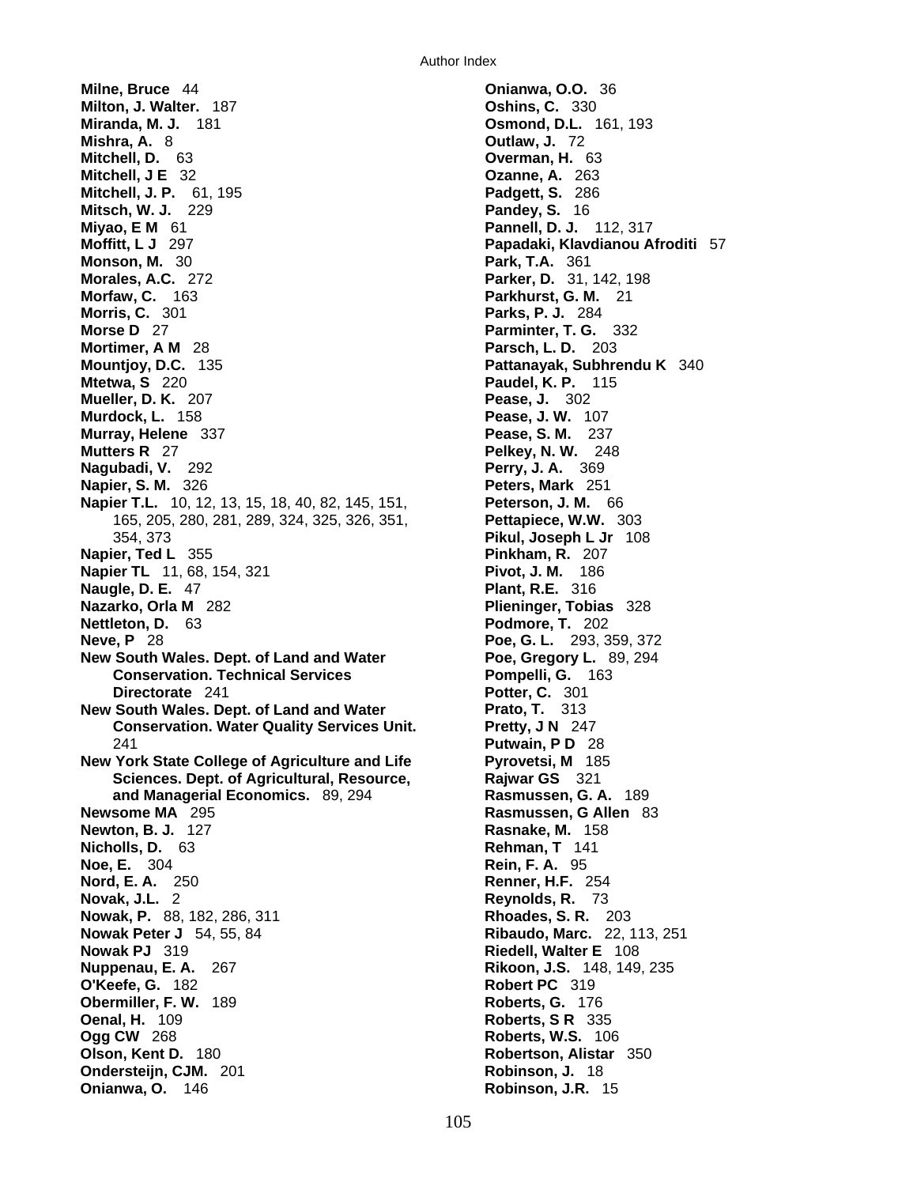**Milne, Bruce** 44
**Milton, J. Walter.** 187
**Miranda, M. J.** 181
**Mishra, A.** 8
**Mitchell, D.** 63
**Mitchell, J E** 32
**Mitchell, J. P.** 61, 195
**Mitsch, W. J.** 229
**Miyao, E M** 61
**Moffitt, L J** 297
**Monson, M.** 30
**Morales, A.C.** 272
**Morfaw, C.** 163
**Morris, C.** 301
**Morse D** 27
**Mortimer, A M** 28
**Mountjoy, D.C.** 135
**Mtetwa, S** 220
**Mueller, D. K.** 207
**Murdock, L.** 158
**Murray, Helene** 337
**Mutters R** 27
**Nagubadi, V.** 292
**Napier, S. M.** 326
**Napier T.L.** 10, 12, 13, 15, 18, 40, 82, 145, 151, 165, 205, 280, 281, 289, 324, 325, 326, 351, 354, 373
**Napier, Ted L** 355
**Napier TL** 11, 68, 154, 321
**Naugle, D. E.** 47
**Nazarko, Orla M** 282
**Nettleton, D.** 63
**Neve, P** 28
**New South Wales. Dept. of Land and Water Conservation. Technical Services Directorate** 241
**New South Wales. Dept. of Land and Water Conservation. Water Quality Services Unit.** 241
**New York State College of Agriculture and Life Sciences. Dept. of Agricultural, Resource, and Managerial Economics.** 89, 294
**Newsome MA** 295
**Newton, B. J.** 127
**Nicholls, D.** 63
**Noe, E.** 304
**Nord, E. A.** 250
**Novak, J.L.** 2
**Nowak, P.** 88, 182, 286, 311
**Nowak Peter J** 54, 55, 84
**Nowak PJ** 319
**Nuppenau, E. A.** 267
**O'Keefe, G.** 182
**Obermiller, F. W.** 189
**Oenal, H.** 109
**Ogg CW** 268
**Olson, Kent D.** 180
**Ondersteijn, CJM.** 201
**Onianwa, O.** 146
**Onianwa, O.O.** 36
**Oshins, C.** 330
**Osmond, D.L.** 161, 193
**Outlaw, J.** 72
**Overman, H.** 63
**Ozanne, A.** 263
**Padgett, S.** 286
**Pandey, S.** 16
**Pannell, D. J.** 112, 317
**Papadaki, Klavdianou Afroditi** 57
**Park, T.A.** 361
**Parker, D.** 31, 142, 198
**Parkhurst, G. M.** 21
**Parks, P. J.** 284
**Parminter, T. G.** 332
**Parsch, L. D.** 203
**Pattanayak, Subhrendu K** 340
**Paudel, K. P.** 115
**Pease, J.** 302
**Pease, J. W.** 107
**Pease, S. M.** 237
**Pelkey, N. W.** 248
**Perry, J. A.** 369
**Peters, Mark** 251
**Peterson, J. M.** 66
**Pettapiece, W.W.** 303
**Pikul, Joseph L Jr** 108
**Pinkham, R.** 207
**Pivot, J. M.** 186
**Plant, R.E.** 316
**Plieninger, Tobias** 328
**Podmore, T.** 202
**Poe, G. L.** 293, 359, 372
**Poe, Gregory L.** 89, 294
**Pompelli, G.** 163
**Potter, C.** 301
**Prato, T.** 313
**Pretty, J N** 247
**Putwain, P D** 28
**Pyrovetsi, M** 185
**Rajwar GS** 321
**Rasmussen, G. A.** 189
**Rasmussen, G Allen** 83
**Rasnake, M.** 158
**Rehman, T** 141
**Rein, F. A.** 95
**Renner, H.F.** 254
**Reynolds, R.** 73
**Rhoades, S. R.** 203
**Ribaudo, Marc.** 22, 113, 251
**Riedell, Walter E** 108
**Rikoon, J.S.** 148, 149, 235
**Robert PC** 319
**Roberts, G.** 176
**Roberts, S R** 335
**Roberts, W.S.** 106
**Robertson, Alistar** 350
**Robinson, J.** 18
**Robinson, J.R.** 15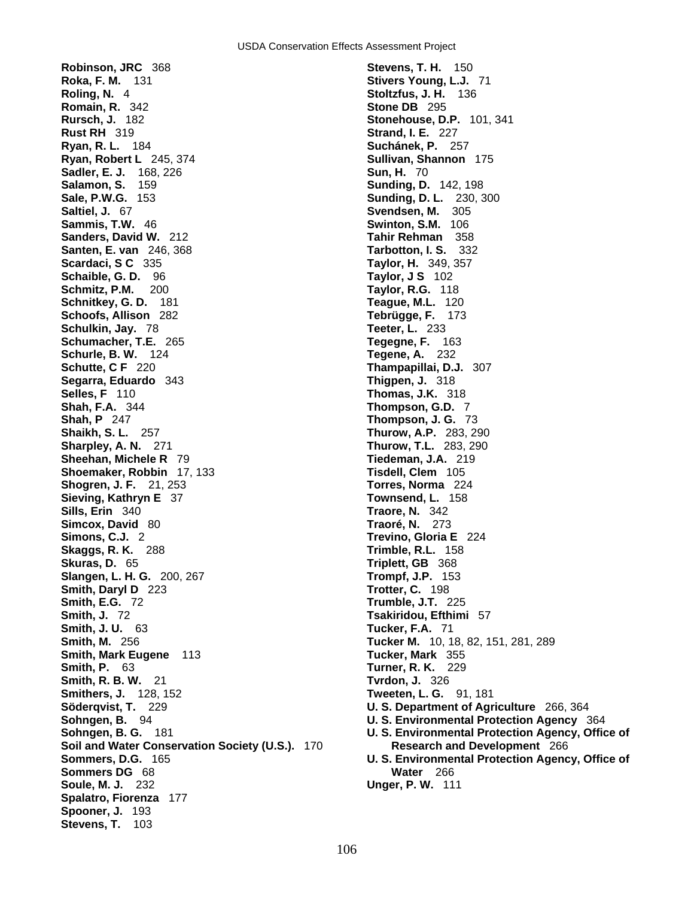**Robinson, JRC** 368
**Roka, F. M.** 131
**Roling, N.** 4
**Romain, R.** 342
**Rursch, J.** 182
**Rust RH** 319
**Ryan, R. L.** 184
**Ryan, Robert L** 245, 374
**Sadler, E. J.** 168, 226
**Salamon, S.** 159
**Sale, P.W.G.** 153
**Saltiel, J.** 67
**Sammis, T.W.** 46
**Sanders, David W.** 212
**Santen, E. van** 246, 368
**Scardaci, S C** 335
**Schaible, G. D.** 96
**Schmitz, P.M.** 200
**Schnitkey, G. D.** 181
**Schoofs, Allison** 282
**Schulkin, Jay.** 78
**Schumacher, T.E.** 265
**Schurle, B. W.** 124
**Schutte, C F** 220
**Segarra, Eduardo** 343
**Selles, F** 110
**Shah, F.A.** 344
**Shah, P** 247
**Shaikh, S. L.** 257
**Sharpley, A. N.** 271
**Sheehan, Michele R** 79
**Shoemaker, Robbin** 17, 133
**Shogren, J. F.** 21, 253
**Sieving, Kathryn E** 37
**Sills, Erin** 340
**Simcox, David** 80
**Simons, C.J.** 2
**Skaggs, R. K.** 288
**Skuras, D.** 65
**Slangen, L. H. G.** 200, 267
**Smith, Daryl D** 223
**Smith, E.G.** 72
**Smith, J.** 72
**Smith, J. U.** 63
**Smith, M.** 256
**Smith, Mark Eugene** 113
**Smith, P.** 63
**Smith, R. B. W.** 21
**Smithers, J.** 128, 152
**Söderqvist, T.** 229
**Sohngen, B.** 94
**Sohngen, B. G.** 181
**Soil and Water Conservation Society (U.S.).** 170
**Sommers, D.G.** 165
**Sommers DG** 68
**Soule, M. J.** 232
**Spalatro, Fiorenza** 177
**Spooner, J.** 193
**Stevens, T.** 103
**Stevens, T. H.** 150
**Stivers Young, L.J.** 71
**Stoltzfus, J. H.** 136
**Stone DB** 295
**Stonehouse, D.P.** 101, 341
**Strand, I. E.** 227
**Suchánek, P.** 257
**Sullivan, Shannon** 175
**Sun, H.** 70
**Sunding, D.** 142, 198
**Sunding, D. L.** 230, 300
**Svendsen, M.** 305
**Swinton, S.M.** 106
**Tahir Rehman** 358
**Tarbotton, I. S.** 332
**Taylor, H.** 349, 357
**Taylor, J S** 102
**Taylor, R.G.** 118
**Teague, M.L.** 120
**Tebrügge, F.** 173
**Teeter, L.** 233
**Tegegne, F.** 163
**Tegene, A.** 232
**Thampapillai, D.J.** 307
**Thigpen, J.** 318
**Thomas, J.K.** 318
**Thompson, G.D.** 7
**Thompson, J. G.** 73
**Thurow, A.P.** 283, 290
**Thurow, T.L.** 283, 290
**Tiedeman, J.A.** 219
**Tisdell, Clem** 105
**Torres, Norma** 224
**Townsend, L.** 158
**Traore, N.** 342
**Traoré, N.** 273
**Trevino, Gloria E** 224
**Trimble, R.L.** 158
**Triplett, GB** 368
**Trompf, J.P.** 153
**Trotter, C.** 198
**Trumble, J.T.** 225
**Tsakiridou, Efthimi** 57
**Tucker, F.A.** 71
**Tucker M.** 10, 18, 82, 151, 281, 289
**Tucker, Mark** 355
**Turner, R. K.** 229
**Tvrdon, J.** 326
**Tweeten, L. G.** 91, 181
**U. S. Department of Agriculture** 266, 364
**U. S. Environmental Protection Agency** 364
**U. S. Environmental Protection Agency, Office of Research and Development** 266
**U. S. Environmental Protection Agency, Office of Water** 266
**Unger, P. W.** 111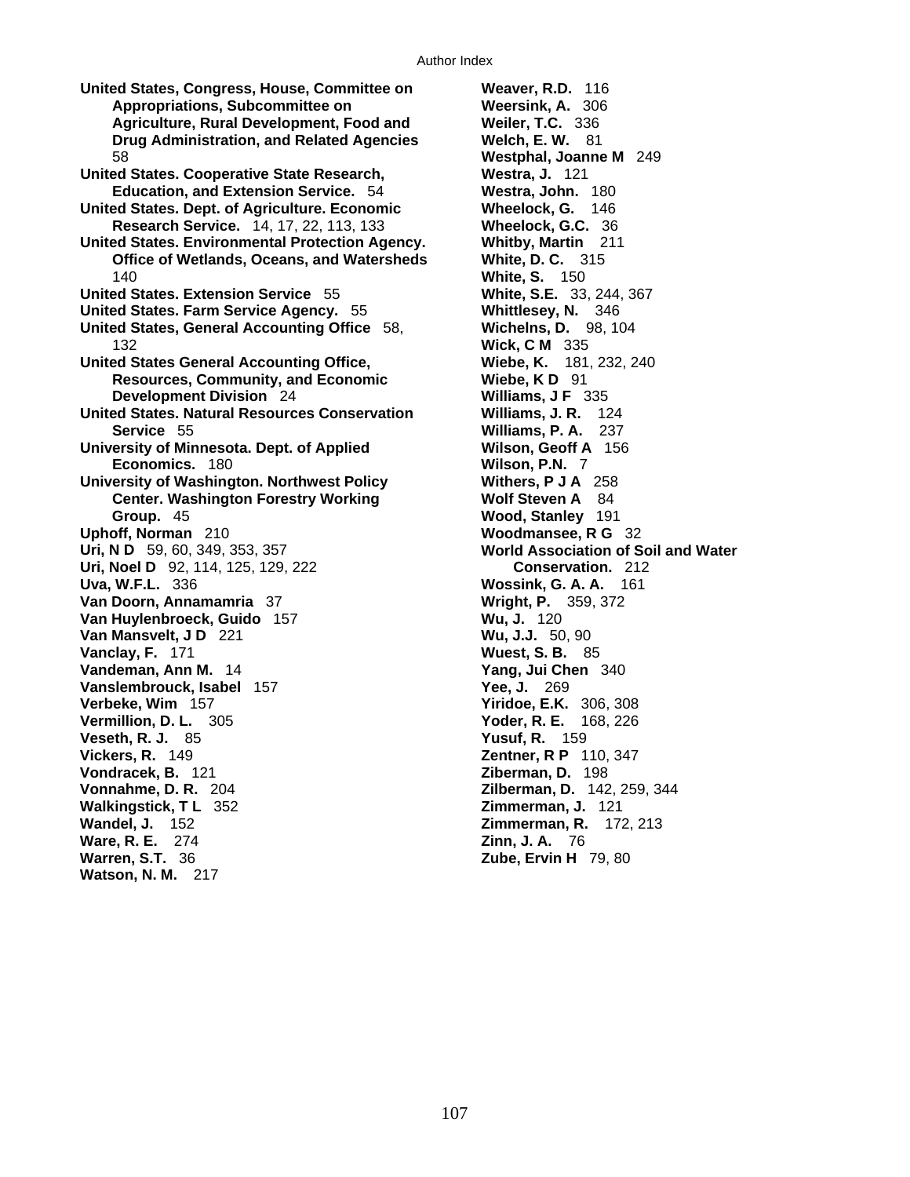**United States, Congress, House, Committee on Appropriations, Subcommittee on Agriculture, Rural Development, Food and Drug Administration, and Related Agencies** 58
**United States. Cooperative State Research, Education, and Extension Service.** 54
**United States. Dept. of Agriculture. Economic Research Service.** 14, 17, 22, 113, 133
**United States. Environmental Protection Agency. Office of Wetlands, Oceans, and Watersheds** 140
**United States. Extension Service** 55
**United States. Farm Service Agency.** 55
**United States, General Accounting Office** 58, 132
**United States General Accounting Office, Resources, Community, and Economic Development Division** 24
**United States. Natural Resources Conservation Service** 55
**University of Minnesota. Dept. of Applied Economics.** 180
**University of Washington. Northwest Policy Center. Washington Forestry Working Group.** 45
**Uphoff, Norman** 210
**Uri, N D** 59, 60, 349, 353, 357
**Uri, Noel D** 92, 114, 125, 129, 222
**Uva, W.F.L.** 336
**Van Doorn, Annamamria** 37
**Van Huylenbroeck, Guido** 157
**Van Mansvelt, J D** 221
**Vanclay, F.** 171
**Vandeman, Ann M.** 14
**Vanslembrouck, Isabel** 157
**Verbeke, Wim** 157
**Vermillion, D. L.** 305
**Veseth, R. J.** 85
**Vickers, R.** 149
**Vondracek, B.** 121
**Vonnahme, D. R.** 204
**Walkingstick, T L** 352
**Wandel, J.** 152
**Ware, R. E.** 274
**Warren, S.T.** 36
**Watson, N. M.** 217
**Weaver, R.D.** 116
**Weersink, A.** 306
**Weiler, T.C.** 336
**Welch, E. W.** 81
**Westphal, Joanne M** 249
**Westra, J.** 121
**Westra, John.** 180
**Wheelock, G.** 146
**Wheelock, G.C.** 36
**Whitby, Martin** 211
**White, D. C.** 315
**White, S.** 150
**White, S.E.** 33, 244, 367
**Whittlesey, N.** 346
**Wichelns, D.** 98, 104
**Wick, C M** 335
**Wiebe, K.** 181, 232, 240
**Wiebe, K D** 91
**Williams, J F** 335
**Williams, J. R.** 124
**Williams, P. A.** 237
**Wilson, Geoff A** 156
**Wilson, P.N.** 7
**Withers, P J A** 258
**Wolf Steven A** 84
**Wood, Stanley** 191
**Woodmansee, R G** 32
**World Association of Soil and Water Conservation.** 212
**Wossink, G. A. A.** 161
**Wright, P.** 359, 372
**Wu, J.** 120
**Wu, J.J.** 50, 90
**Wuest, S. B.** 85
**Yang, Jui Chen** 340
**Yee, J.** 269
**Yiridoe, E.K.** 306, 308
**Yoder, R. E.** 168, 226
**Yusuf, R.** 159
**Zentner, R P** 110, 347
**Ziberman, D.** 198
**Zilberman, D.** 142, 259, 344
**Zimmerman, J.** 121
**Zimmerman, R.** 172, 213
**Zinn, J. A.** 76
**Zube, Ervin H** 79, 80